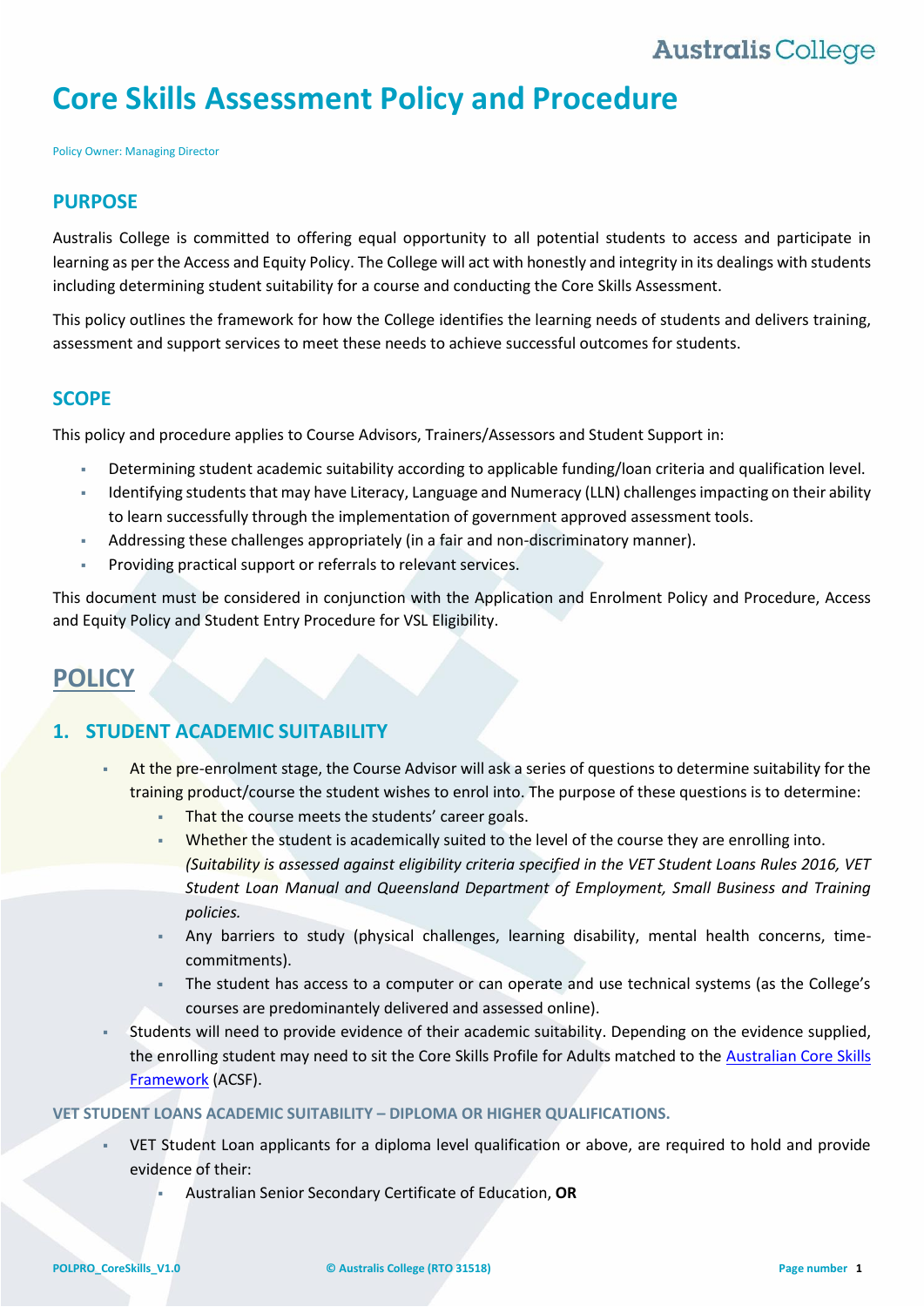# Core Skills Assessment Policy and Procedure

Policy Owner: Managing Director

## PURPOSE

Australis College is committed to offering equal opportunity to all potential students to access and participate in learning as per the Access and Equity Policy. The College will act with honestly and integrity in its dealings with students including determining student suitability for a course and conducting the Core Skills Assessment.

This policy outlines the framework for how the College identifies the learning needs of students and delivers training, assessment and support services to meet these needs to achieve successful outcomes for students.

## SCOPE

This policy and procedure applies to Course Advisors, Trainers/Assessors and Student Support in:

- Determining student academic suitability according to applicable funding/loan criteria and qualification level.
- Identifying students that may have Literacy, Language and Numeracy (LLN) challenges impacting on their ability to learn successfully through the implementation of government approved assessment tools.
- Addressing these challenges appropriately (in a fair and non-discriminatory manner).
- Providing practical support or referrals to relevant services.

This document must be considered in conjunction with the Application and Enrolment Policy and Procedure, Access and Equity Policy and Student Entry Procedure for VSL Eligibility.

# POLICY

## 1. STUDENT ACADEMIC SUITABILITY

- At the pre-enrolment stage, the Course Advisor will ask a series of questions to determine suitability for the training product/course the student wishes to enrol into. The purpose of these questions is to determine:
  - That the course meets the students' career goals.
  - Whether the student is academically suited to the level of the course they are enrolling into. *(Suitability is assessed against eligibility criteria specified in the VET Student Loans Rules 2016, VET Student Loan Manual and Queensland Department of Employment, Small Business and Training policies.*
  - Any barriers to study (physical challenges, learning disability, mental health concerns, time-commitments).
  - The student has access to a computer or can operate and use technical systems (as the College's courses are predominantly delivered and assessed online).
- Students will need to provide evidence of their academic suitability. Depending on the evidence supplied, the enrolling student may need to sit the Core Skills Profile for Adults matched to the Australian Core Skills Framework (ACSF).

### VET STUDENT LOANS ACADEMIC SUITABILITY – DIPLOMA OR HIGHER QUALIFICATIONS.

- VET Student Loan applicants for a diploma level qualification or above, are required to hold and provide evidence of their:
  - Australian Senior Secondary Certificate of Education, **OR**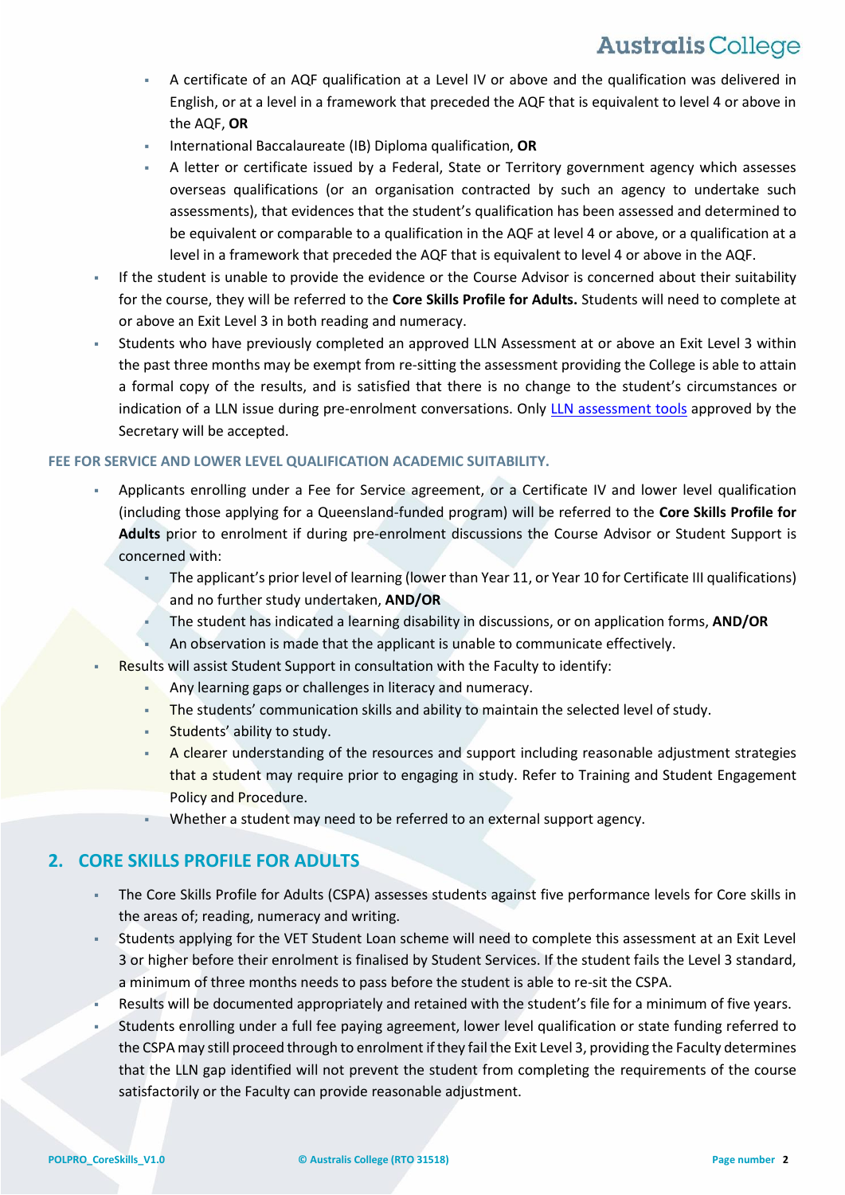- A certificate of an AQF qualification at a Level IV or above and the qualification was delivered in English, or at a level in a framework that preceded the AQF that is equivalent to level 4 or above in the AQF, **OR**
    - International Baccalaureate (IB) Diploma qualification, **OR**
    - A letter or certificate issued by a Federal, State or Territory government agency which assesses overseas qualifications (or an organisation contracted by such an agency to undertake such assessments), that evidences that the student's qualification has been assessed and determined to be equivalent or comparable to a qualification in the AQF at level 4 or above, or a qualification at a level in a framework that preceded the AQF that is equivalent to level 4 or above in the AQF.
- If the student is unable to provide the evidence or the Course Advisor is concerned about their suitability for the course, they will be referred to the **Core Skills Profile for Adults.** Students will need to complete at or above an Exit Level 3 in both reading and numeracy.
- Students who have previously completed an approved LLN Assessment at or above an Exit Level 3 within the past three months may be exempt from re-sitting the assessment providing the College is able to attain a formal copy of the results, and is satisfied that there is no change to the student's circumstances or indication of a LLN issue during pre-enrolment conversations. Only LLN assessment tools approved by the Secretary will be accepted.

#### FEE FOR SERVICE AND LOWER LEVEL QUALIFICATION ACADEMIC SUITABILITY.

- Applicants enrolling under a Fee for Service agreement, or a Certificate IV and lower level qualification (including those applying for a Queensland-funded program) will be referred to the **Core Skills Profile for Adults** prior to enrolment if during pre-enrolment discussions the Course Advisor or Student Support is concerned with:
    - The applicant's prior level of learning (lower than Year 11, or Year 10 for Certificate III qualifications) and no further study undertaken, **AND/OR**
    - The student has indicated a learning disability in discussions, or on application forms, **AND/OR**
    - An observation is made that the applicant is unable to communicate effectively.
- Results will assist Student Support in consultation with the Faculty to identify:
    - Any learning gaps or challenges in literacy and numeracy.
    - The students' communication skills and ability to maintain the selected level of study.
    - Students' ability to study.
    - A clearer understanding of the resources and support including reasonable adjustment strategies that a student may require prior to engaging in study. Refer to Training and Student Engagement Policy and Procedure.
    - Whether a student may need to be referred to an external support agency.

## 2. CORE SKILLS PROFILE FOR ADULTS

- The Core Skills Profile for Adults (CSPA) assesses students against five performance levels for Core skills in the areas of; reading, numeracy and writing.
- Students applying for the VET Student Loan scheme will need to complete this assessment at an Exit Level 3 or higher before their enrolment is finalised by Student Services. If the student fails the Level 3 standard, a minimum of three months needs to pass before the student is able to re-sit the CSPA.
- Results will be documented appropriately and retained with the student's file for a minimum of five years.
- Students enrolling under a full fee paying agreement, lower level qualification or state funding referred to the CSPA may still proceed through to enrolment if they fail the Exit Level 3, providing the Faculty determines that the LLN gap identified will not prevent the student from completing the requirements of the course satisfactorily or the Faculty can provide reasonable adjustment.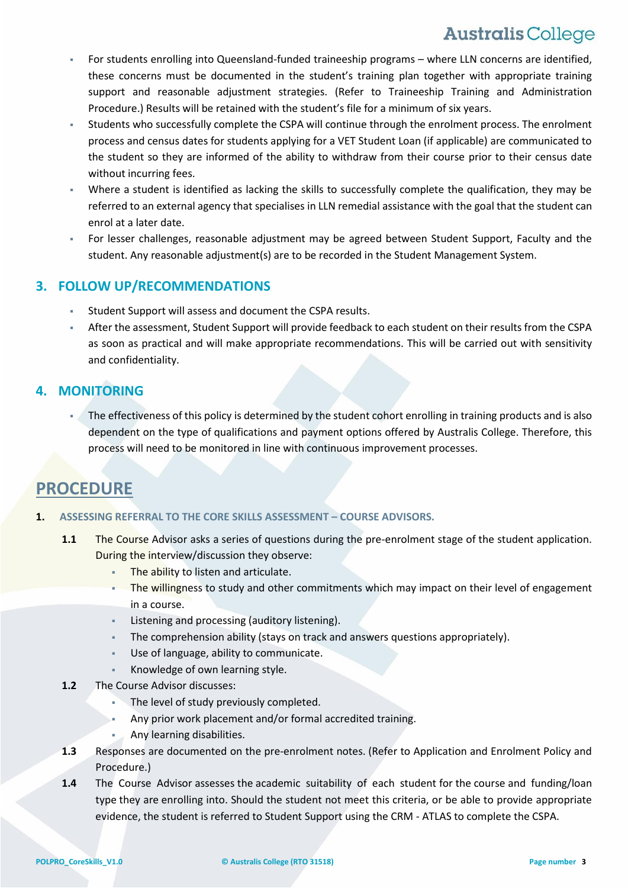- For students enrolling into Queensland-funded traineeship programs – where LLN concerns are identified, these concerns must be documented in the student's training plan together with appropriate training support and reasonable adjustment strategies. (Refer to Traineeship Training and Administration Procedure.) Results will be retained with the student's file for a minimum of six years.
- Students who successfully complete the CSPA will continue through the enrolment process. The enrolment process and census dates for students applying for a VET Student Loan (if applicable) are communicated to the student so they are informed of the ability to withdraw from their course prior to their census date without incurring fees.
- Where a student is identified as lacking the skills to successfully complete the qualification, they may be referred to an external agency that specialises in LLN remedial assistance with the goal that the student can enrol at a later date.
- For lesser challenges, reasonable adjustment may be agreed between Student Support, Faculty and the student. Any reasonable adjustment(s) are to be recorded in the Student Management System.

## 3. FOLLOW UP/RECOMMENDATIONS

- Student Support will assess and document the CSPA results.
- After the assessment, Student Support will provide feedback to each student on their results from the CSPA as soon as practical and will make appropriate recommendations. This will be carried out with sensitivity and confidentiality.

## 4. MONITORING

- The effectiveness of this policy is determined by the student cohort enrolling in training products and is also dependent on the type of qualifications and payment options offered by Australis College. Therefore, this process will need to be monitored in line with continuous improvement processes.

# PROCEDURE

### 1. ASSESSING REFERRAL TO THE CORE SKILLS ASSESSMENT – COURSE ADVISORS.

**1.1** The Course Advisor asks a series of questions during the pre-enrolment stage of the student application. During the interview/discussion they observe:

- The ability to listen and articulate.
- The willingness to study and other commitments which may impact on their level of engagement in a course.
- Listening and processing (auditory listening).
- The comprehension ability (stays on track and answers questions appropriately).
- Use of language, ability to communicate.
- Knowledge of own learning style.

**1.2** The Course Advisor discusses:

- The level of study previously completed.
- Any prior work placement and/or formal accredited training.
- Any learning disabilities.

**1.3** Responses are documented on the pre-enrolment notes. (Refer to Application and Enrolment Policy and Procedure.)

**1.4** The Course Advisor assesses the academic suitability of each student for the course and funding/loan type they are enrolling into. Should the student not meet this criteria, or be able to provide appropriate evidence, the student is referred to Student Support using the CRM - ATLAS to complete the CSPA.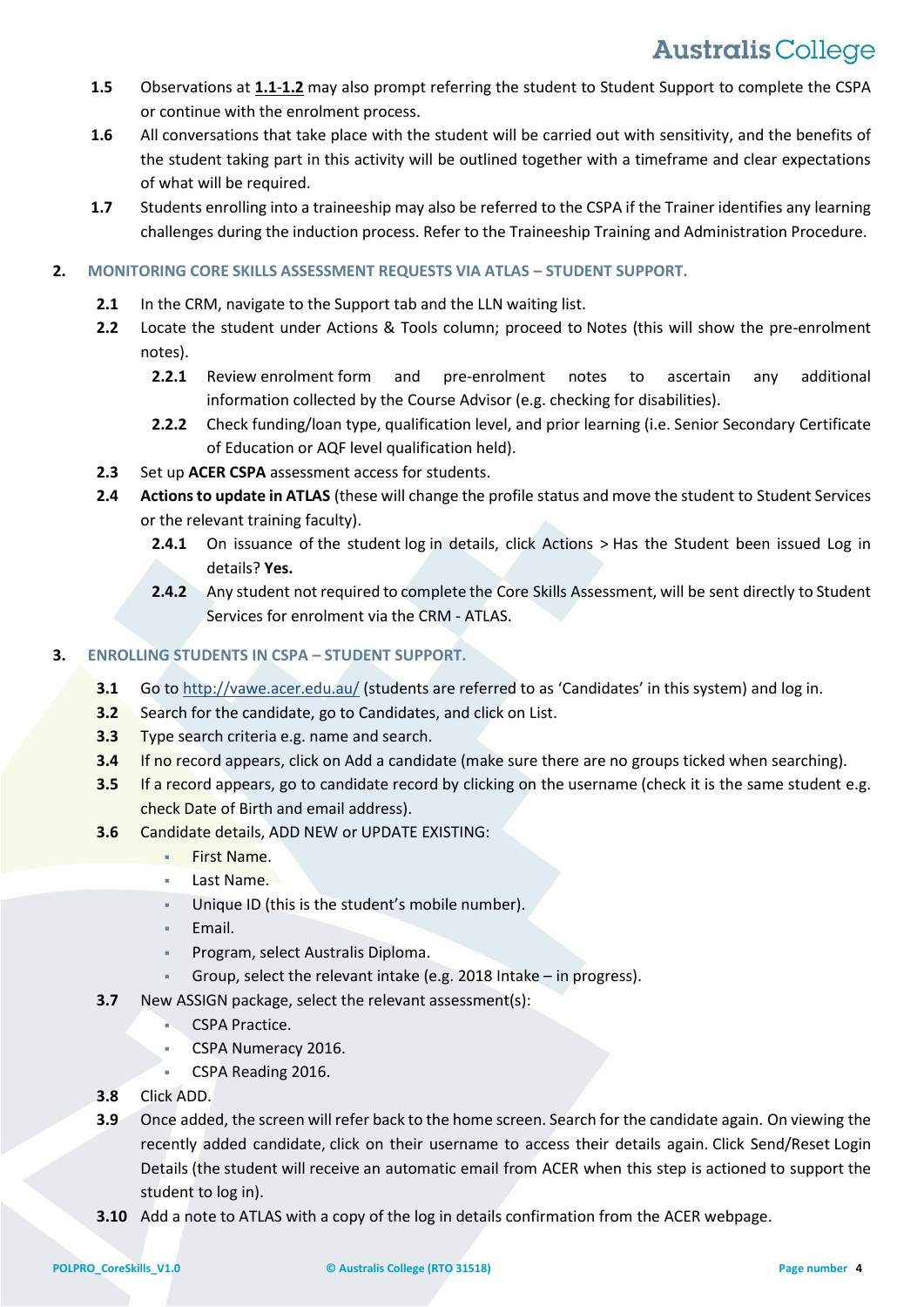**1.5** Observations at **1.1-1.2** may also prompt referring the student to Student Support to complete the CSPA or continue with the enrolment process.

**1.6** All conversations that take place with the student will be carried out with sensitivity, and the benefits of the student taking part in this activity will be outlined together with a timeframe and clear expectations of what will be required.

**1.7** Students enrolling into a traineeship may also be referred to the CSPA if the Trainer identifies any learning challenges during the induction process. Refer to the Traineeship Training and Administration Procedure.

## 2. MONITORING CORE SKILLS ASSESSMENT REQUESTS VIA ATLAS – STUDENT SUPPORT.

**2.1** In the CRM, navigate to the Support tab and the LLN waiting list.

**2.2** Locate the student under Actions & Tools column; proceed to Notes (this will show the pre-enrolment notes).

- **2.2.1** Review enrolment form and pre-enrolment notes to ascertain any additional information collected by the Course Advisor (e.g. checking for disabilities).
- **2.2.2** Check funding/loan type, qualification level, and prior learning (i.e. Senior Secondary Certificate of Education or AQF level qualification held).

**2.3** Set up **ACER CSPA** assessment access for students.

**2.4** **Actions to update in ATLAS** (these will change the profile status and move the student to Student Services or the relevant training faculty).

- **2.4.1** On issuance of the student log in details, click Actions > Has the Student been issued Log in details? **Yes.**
- **2.4.2** Any student not required to complete the Core Skills Assessment, will be sent directly to Student Services for enrolment via the CRM - ATLAS.

## 3. ENROLLING STUDENTS IN CSPA – STUDENT SUPPORT.

**3.1** Go to http://vawe.acer.edu.au/ (students are referred to as 'Candidates' in this system) and log in.

**3.2** Search for the candidate, go to Candidates, and click on List.

**3.3** Type search criteria e.g. name and search.

**3.4** If no record appears, click on Add a candidate (make sure there are no groups ticked when searching).

**3.5** If a record appears, go to candidate record by clicking on the username (check it is the same student e.g. check Date of Birth and email address).

**3.6** Candidate details, ADD NEW or UPDATE EXISTING:

- First Name.
- Last Name.
- Unique ID (this is the student's mobile number).
- Email.
- Program, select Australis Diploma.
- Group, select the relevant intake (e.g. 2018 Intake – in progress).

**3.7** New ASSIGN package, select the relevant assessment(s):

- CSPA Practice.
- CSPA Numeracy 2016.
- CSPA Reading 2016.

**3.8** Click ADD.

**3.9** Once added, the screen will refer back to the home screen. Search for the candidate again. On viewing the recently added candidate, click on their username to access their details again. Click Send/Reset Login Details (the student will receive an automatic email from ACER when this step is actioned to support the student to log in).

**3.10** Add a note to ATLAS with a copy of the log in details confirmation from the ACER webpage.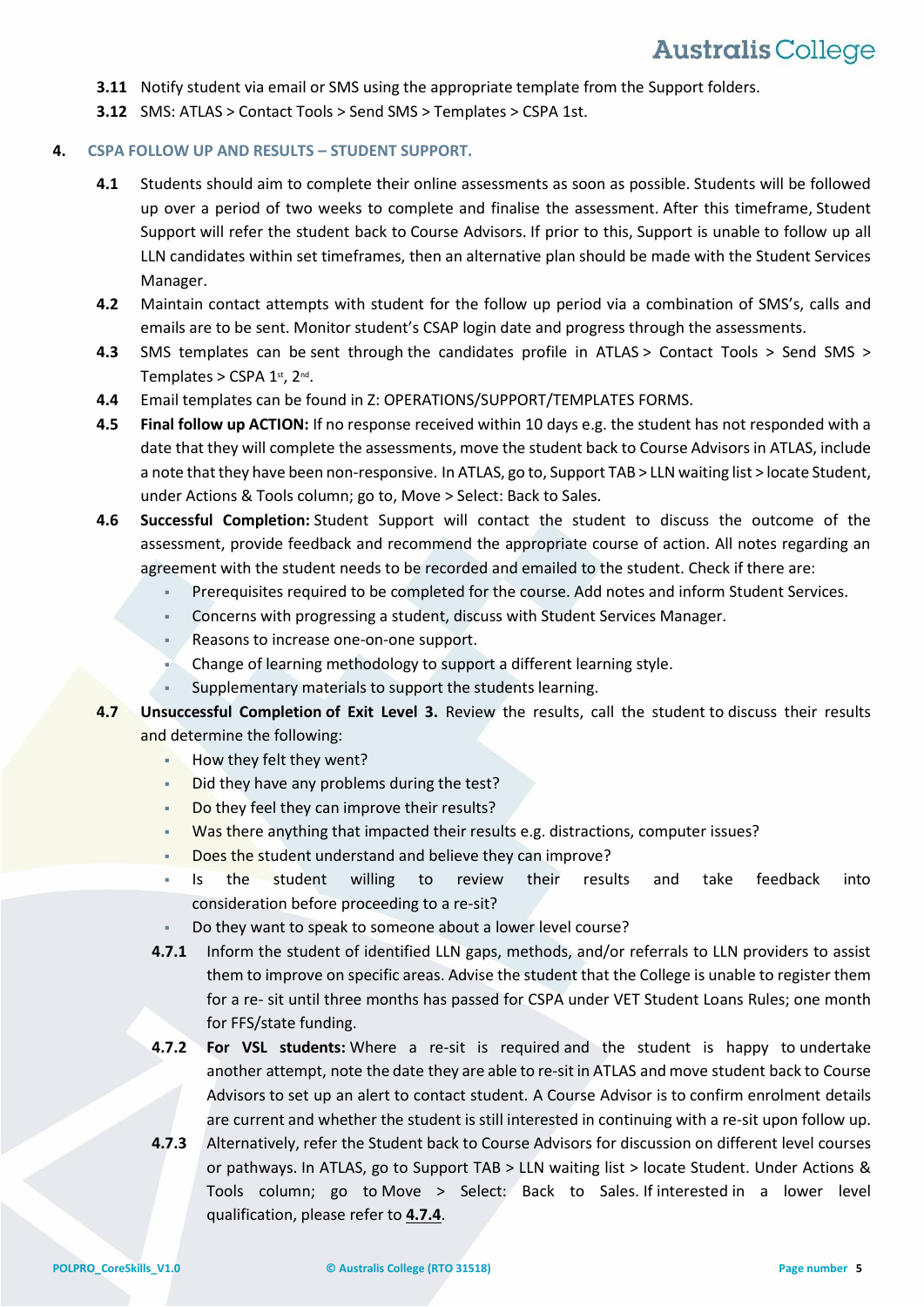**3.11** Notify student via email or SMS using the appropriate template from the Support folders.

**3.12** SMS: ATLAS > Contact Tools > Send SMS > Templates > CSPA 1st.

## 4. CSPA FOLLOW UP AND RESULTS – STUDENT SUPPORT.

**4.1** Students should aim to complete their online assessments as soon as possible. Students will be followed up over a period of two weeks to complete and finalise the assessment. After this timeframe, Student Support will refer the student back to Course Advisors. If prior to this, Support is unable to follow up all LLN candidates within set timeframes, then an alternative plan should be made with the Student Services Manager.

**4.2** Maintain contact attempts with student for the follow up period via a combination of SMS's, calls and emails are to be sent. Monitor student's CSAP login date and progress through the assessments.

**4.3** SMS templates can be sent through the candidates profile in ATLAS > Contact Tools > Send SMS > Templates > CSPA 1st, 2nd.

**4.4** Email templates can be found in Z: OPERATIONS/SUPPORT/TEMPLATES FORMS.

**4.5** **Final follow up ACTION:** If no response received within 10 days e.g. the student has not responded with a date that they will complete the assessments, move the student back to Course Advisors in ATLAS, include a note that they have been non-responsive. In ATLAS, go to, Support TAB > LLN waiting list > locate Student, under Actions & Tools column; go to, Move > Select: Back to Sales.

**4.6** **Successful Completion:** Student Support will contact the student to discuss the outcome of the assessment, provide feedback and recommend the appropriate course of action. All notes regarding an agreement with the student needs to be recorded and emailed to the student. Check if there are:

- Prerequisites required to be completed for the course. Add notes and inform Student Services.
- Concerns with progressing a student, discuss with Student Services Manager.
- Reasons to increase one-on-one support.
- Change of learning methodology to support a different learning style.
- Supplementary materials to support the students learning.

**4.7** **Unsuccessful Completion of Exit Level 3.** Review the results, call the student to discuss their results and determine the following:

- How they felt they went?
- Did they have any problems during the test?
- Do they feel they can improve their results?
- Was there anything that impacted their results e.g. distractions, computer issues?
- Does the student understand and believe they can improve?
- Is the student willing to review their results and take feedback into consideration before proceeding to a re-sit?
- Do they want to speak to someone about a lower level course?

**4.7.1** Inform the student of identified LLN gaps, methods, and/or referrals to LLN providers to assist them to improve on specific areas. Advise the student that the College is unable to register them for a re- sit until three months has passed for CSPA under VET Student Loans Rules; one month for FFS/state funding.

**4.7.2** **For VSL students:** Where a re-sit is required and the student is happy to undertake another attempt, note the date they are able to re-sit in ATLAS and move student back to Course Advisors to set up an alert to contact student. A Course Advisor is to confirm enrolment details are current and whether the student is still interested in continuing with a re-sit upon follow up.

**4.7.3** Alternatively, refer the Student back to Course Advisors for discussion on different level courses or pathways. In ATLAS, go to Support TAB > LLN waiting list > locate Student. Under Actions & Tools column; go to Move > Select: Back to Sales. If interested in a lower level qualification, please refer to **4.7.4**.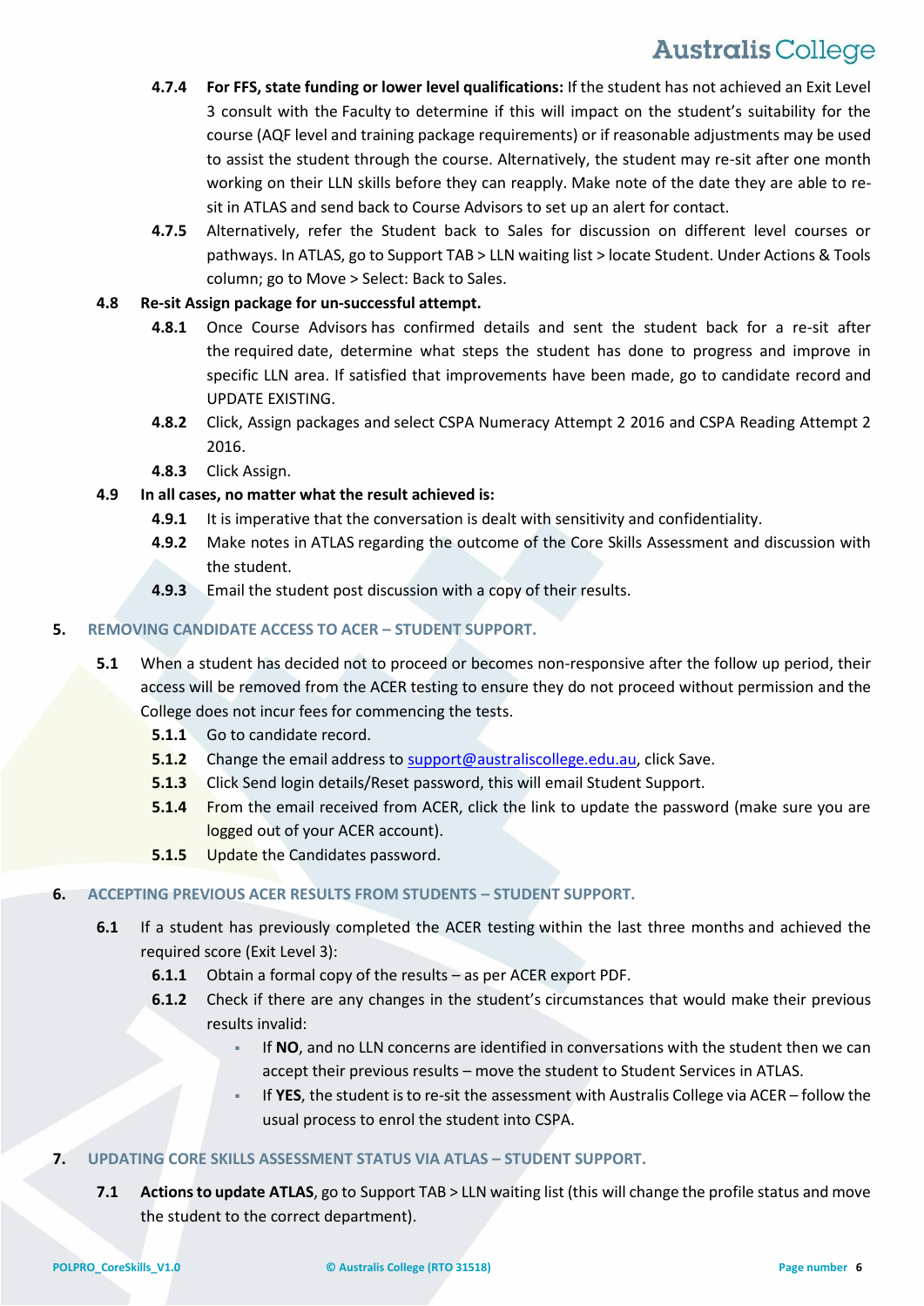**4.7.4** **For FFS, state funding or lower level qualifications:** If the student has not achieved an Exit Level 3 consult with the Faculty to determine if this will impact on the student's suitability for the course (AQF level and training package requirements) or if reasonable adjustments may be used to assist the student through the course. Alternatively, the student may re-sit after one month working on their LLN skills before they can reapply. Make note of the date they are able to re-sit in ATLAS and send back to Course Advisors to set up an alert for contact.

**4.7.5** Alternatively, refer the Student back to Sales for discussion on different level courses or pathways. In ATLAS, go to Support TAB > LLN waiting list > locate Student. Under Actions & Tools column; go to Move > Select: Back to Sales.

**4.8** **Re-sit Assign package for un-successful attempt.**

**4.8.1** Once Course Advisors has confirmed details and sent the student back for a re-sit after the required date, determine what steps the student has done to progress and improve in specific LLN area. If satisfied that improvements have been made, go to candidate record and UPDATE EXISTING.

**4.8.2** Click, Assign packages and select CSPA Numeracy Attempt 2 2016 and CSPA Reading Attempt 2 2016.

**4.8.3** Click Assign.

**4.9** **In all cases, no matter what the result achieved is:**

**4.9.1** It is imperative that the conversation is dealt with sensitivity and confidentiality.

**4.9.2** Make notes in ATLAS regarding the outcome of the Core Skills Assessment and discussion with the student.

**4.9.3** Email the student post discussion with a copy of their results.

## 5. REMOVING CANDIDATE ACCESS TO ACER – STUDENT SUPPORT.

**5.1** When a student has decided not to proceed or becomes non-responsive after the follow up period, their access will be removed from the ACER testing to ensure they do not proceed without permission and the College does not incur fees for commencing the tests.

**5.1.1** Go to candidate record.

**5.1.2** Change the email address to support@australiscollege.edu.au, click Save.

**5.1.3** Click Send login details/Reset password, this will email Student Support.

**5.1.4** From the email received from ACER, click the link to update the password (make sure you are logged out of your ACER account).

**5.1.5** Update the Candidates password.

## 6. ACCEPTING PREVIOUS ACER RESULTS FROM STUDENTS – STUDENT SUPPORT.

**6.1** If a student has previously completed the ACER testing within the last three months and achieved the required score (Exit Level 3):

**6.1.1** Obtain a formal copy of the results – as per ACER export PDF.

**6.1.2** Check if there are any changes in the student's circumstances that would make their previous results invalid:

- If **NO**, and no LLN concerns are identified in conversations with the student then we can accept their previous results – move the student to Student Services in ATLAS.
- If **YES**, the student is to re-sit the assessment with Australis College via ACER – follow the usual process to enrol the student into CSPA.

## 7. UPDATING CORE SKILLS ASSESSMENT STATUS VIA ATLAS – STUDENT SUPPORT.

**7.1** **Actions to update ATLAS**, go to Support TAB > LLN waiting list (this will change the profile status and move the student to the correct department).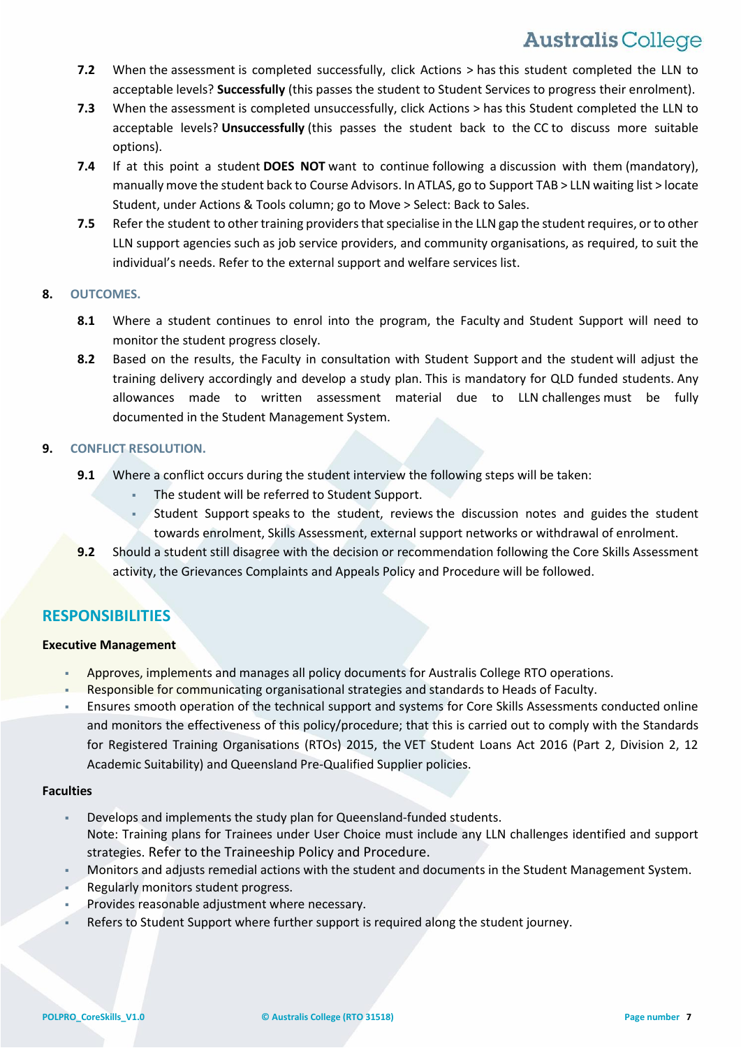**7.2** When the assessment is completed successfully, click Actions > has this student completed the LLN to acceptable levels? **Successfully** (this passes the student to Student Services to progress their enrolment).

**7.3** When the assessment is completed unsuccessfully, click Actions > has this Student completed the LLN to acceptable levels? **Unsuccessfully** (this passes the student back to the CC to discuss more suitable options).

**7.4** If at this point a student **DOES NOT** want to continue following a discussion with them (mandatory), manually move the student back to Course Advisors. In ATLAS, go to Support TAB > LLN waiting list > locate Student, under Actions & Tools column; go to Move > Select: Back to Sales.

**7.5** Refer the student to other training providers that specialise in the LLN gap the student requires, or to other LLN support agencies such as job service providers, and community organisations, as required, to suit the individual's needs. Refer to the external support and welfare services list.

## 8. OUTCOMES.

**8.1** Where a student continues to enrol into the program, the Faculty and Student Support will need to monitor the student progress closely.

**8.2** Based on the results, the Faculty in consultation with Student Support and the student will adjust the training delivery accordingly and develop a study plan. This is mandatory for QLD funded students. Any allowances made to written assessment material due to LLN challenges must be fully documented in the Student Management System.

## 9. CONFLICT RESOLUTION.

**9.1** Where a conflict occurs during the student interview the following steps will be taken:

- The student will be referred to Student Support.
- Student Support speaks to the student, reviews the discussion notes and guides the student towards enrolment, Skills Assessment, external support networks or withdrawal of enrolment.

**9.2** Should a student still disagree with the decision or recommendation following the Core Skills Assessment activity, the Grievances Complaints and Appeals Policy and Procedure will be followed.

# RESPONSIBILITIES

**Executive Management**

- Approves, implements and manages all policy documents for Australis College RTO operations.
- Responsible for communicating organisational strategies and standards to Heads of Faculty.
- Ensures smooth operation of the technical support and systems for Core Skills Assessments conducted online and monitors the effectiveness of this policy/procedure; that this is carried out to comply with the Standards for Registered Training Organisations (RTOs) 2015, the VET Student Loans Act 2016 (Part 2, Division 2, 12 Academic Suitability) and Queensland Pre-Qualified Supplier policies.

**Faculties**

- Develops and implements the study plan for Queensland-funded students.
  Note: Training plans for Trainees under User Choice must include any LLN challenges identified and support strategies. Refer to the Traineeship Policy and Procedure.
- Monitors and adjusts remedial actions with the student and documents in the Student Management System.
- Regularly monitors student progress.
- Provides reasonable adjustment where necessary.
- Refers to Student Support where further support is required along the student journey.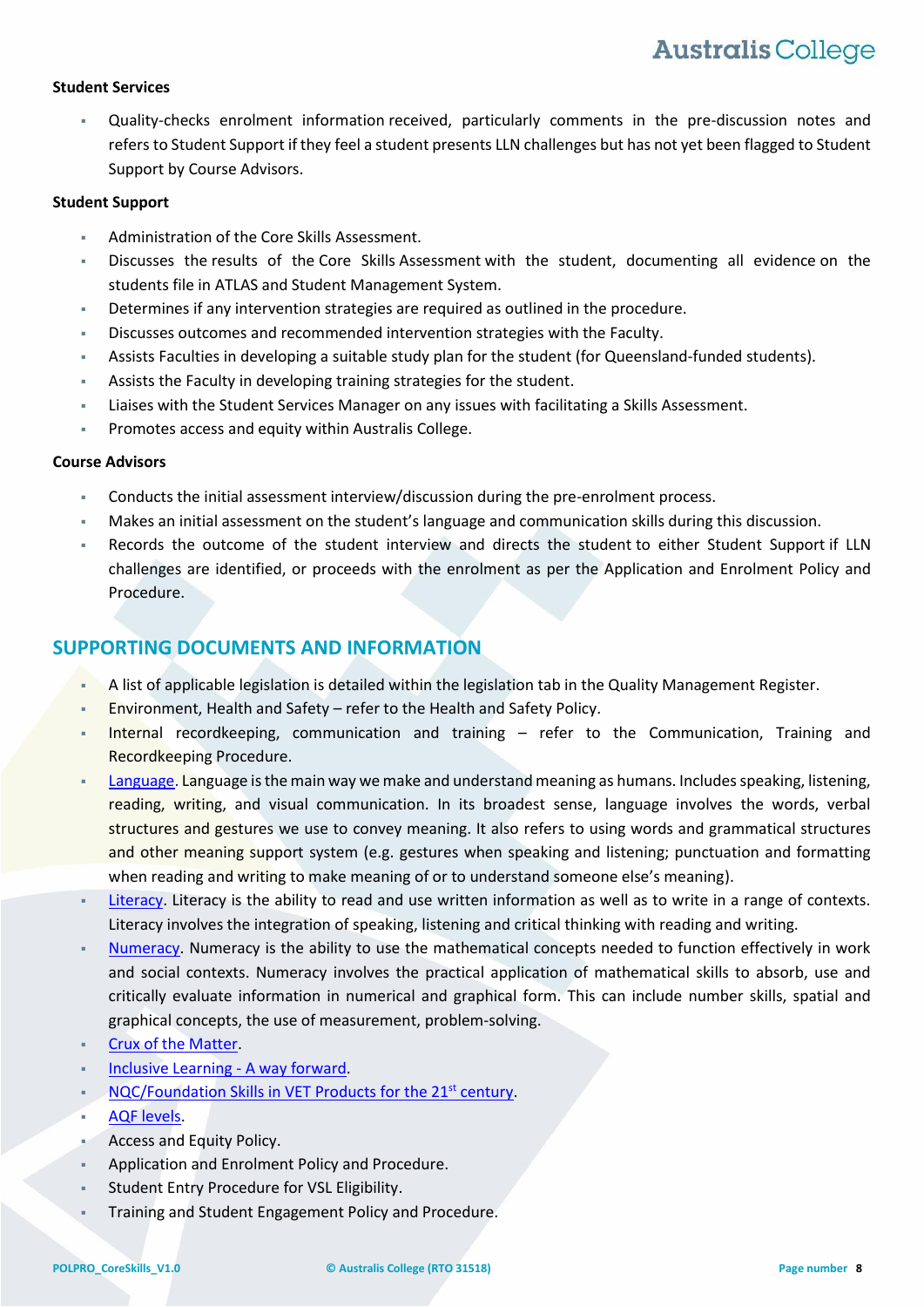**Student Services**

- Quality-checks enrolment information received, particularly comments in the pre-discussion notes and refers to Student Support if they feel a student presents LLN challenges but has not yet been flagged to Student Support by Course Advisors.

**Student Support**

- Administration of the Core Skills Assessment.
- Discusses the results of the Core Skills Assessment with the student, documenting all evidence on the students file in ATLAS and Student Management System.
- Determines if any intervention strategies are required as outlined in the procedure.
- Discusses outcomes and recommended intervention strategies with the Faculty.
- Assists Faculties in developing a suitable study plan for the student (for Queensland-funded students).
- Assists the Faculty in developing training strategies for the student.
- Liaises with the Student Services Manager on any issues with facilitating a Skills Assessment.
- Promotes access and equity within Australis College.

**Course Advisors**

- Conducts the initial assessment interview/discussion during the pre-enrolment process.
- Makes an initial assessment on the student's language and communication skills during this discussion.
- Records the outcome of the student interview and directs the student to either Student Support if LLN challenges are identified, or proceeds with the enrolment as per the Application and Enrolment Policy and Procedure.

## SUPPORTING DOCUMENTS AND INFORMATION

- A list of applicable legislation is detailed within the legislation tab in the Quality Management Register.
- Environment, Health and Safety – refer to the Health and Safety Policy.
- Internal recordkeeping, communication and training – refer to the Communication, Training and Recordkeeping Procedure.
- Language. Language is the main way we make and understand meaning as humans. Includes speaking, listening, reading, writing, and visual communication. In its broadest sense, language involves the words, verbal structures and gestures we use to convey meaning. It also refers to using words and grammatical structures and other meaning support system (e.g. gestures when speaking and listening; punctuation and formatting when reading and writing to make meaning of or to understand someone else's meaning).
- Literacy. Literacy is the ability to read and use written information as well as to write in a range of contexts. Literacy involves the integration of speaking, listening and critical thinking with reading and writing.
- Numeracy. Numeracy is the ability to use the mathematical concepts needed to function effectively in work and social contexts. Numeracy involves the practical application of mathematical skills to absorb, use and critically evaluate information in numerical and graphical form. This can include number skills, spatial and graphical concepts, the use of measurement, problem-solving.
- Crux of the Matter.
- Inclusive Learning - A way forward.
- NQC/Foundation Skills in VET Products for the 21st century.
- AQF levels.
- Access and Equity Policy.
- Application and Enrolment Policy and Procedure.
- Student Entry Procedure for VSL Eligibility.
- Training and Student Engagement Policy and Procedure.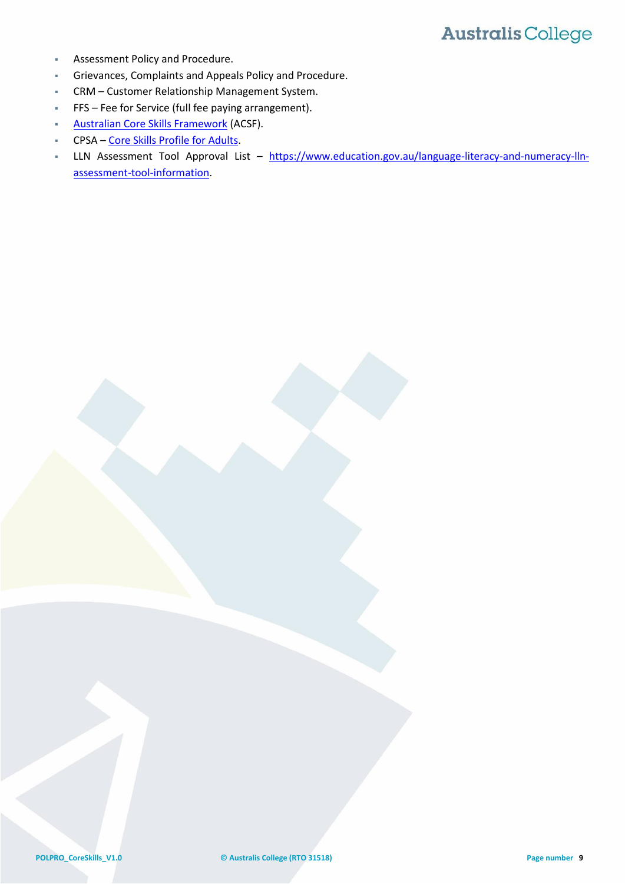- Assessment Policy and Procedure.
- Grievances, Complaints and Appeals Policy and Procedure.
- CRM – Customer Relationship Management System.
- FFS – Fee for Service (full fee paying arrangement).
- Australian Core Skills Framework (ACSF).
- CPSA – Core Skills Profile for Adults.
- LLN Assessment Tool Approval List – https://www.education.gov.au/language-literacy-and-numeracy-lln-assessment-tool-information.